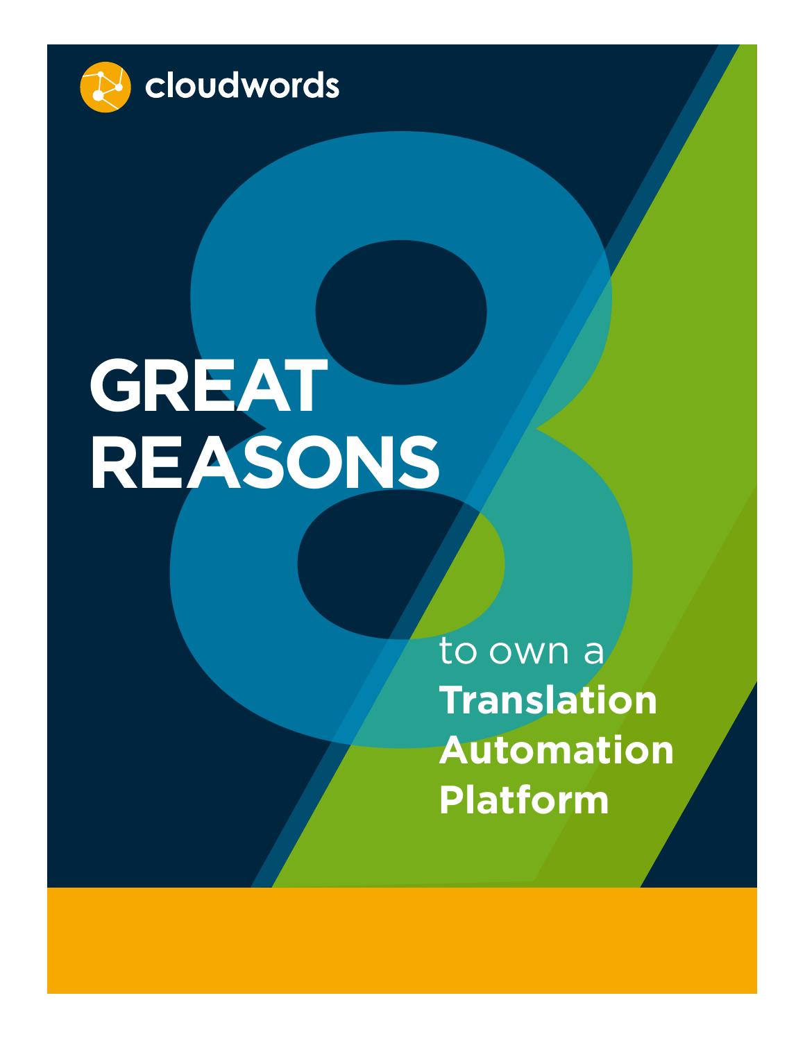cloudwords

# 8 GREAT REASONS

to own a **Translation Automation Platform**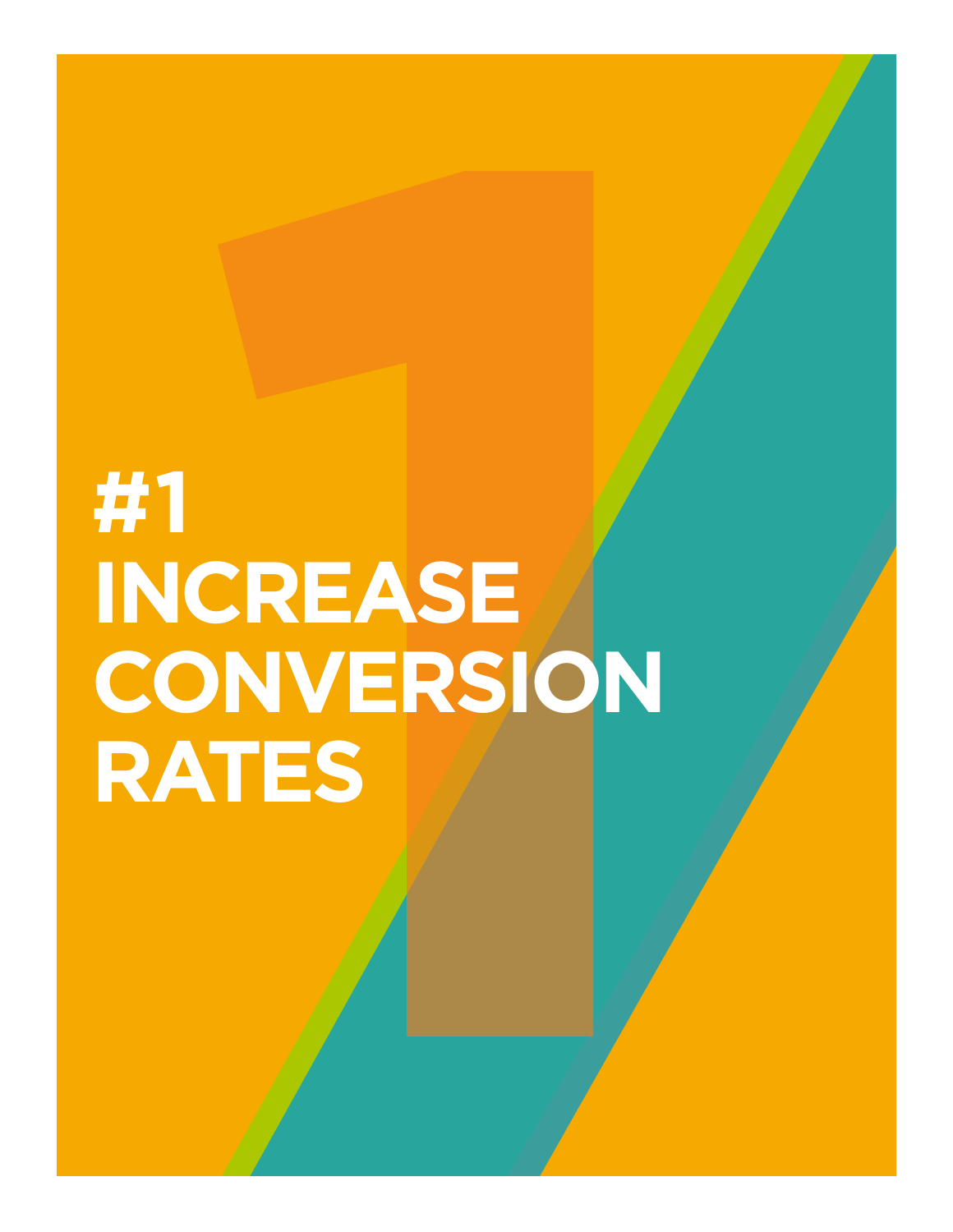# #1 INCREASE CONVERSION RATES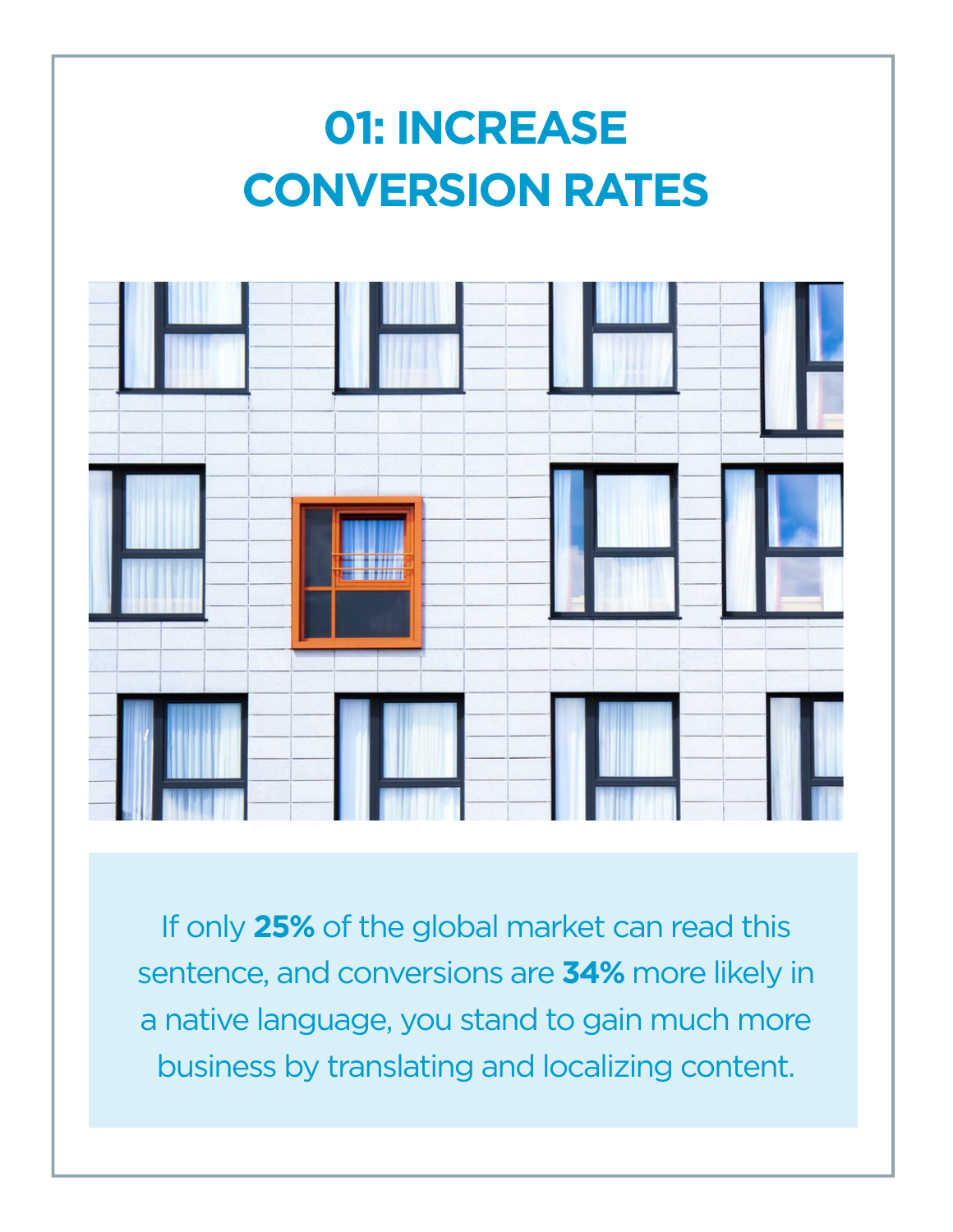# 01: INCREASE CONVERSION RATES

If only **25%** of the global market can read this sentence, and conversions are **34%** more likely in a native language, you stand to gain much more business by translating and localizing content.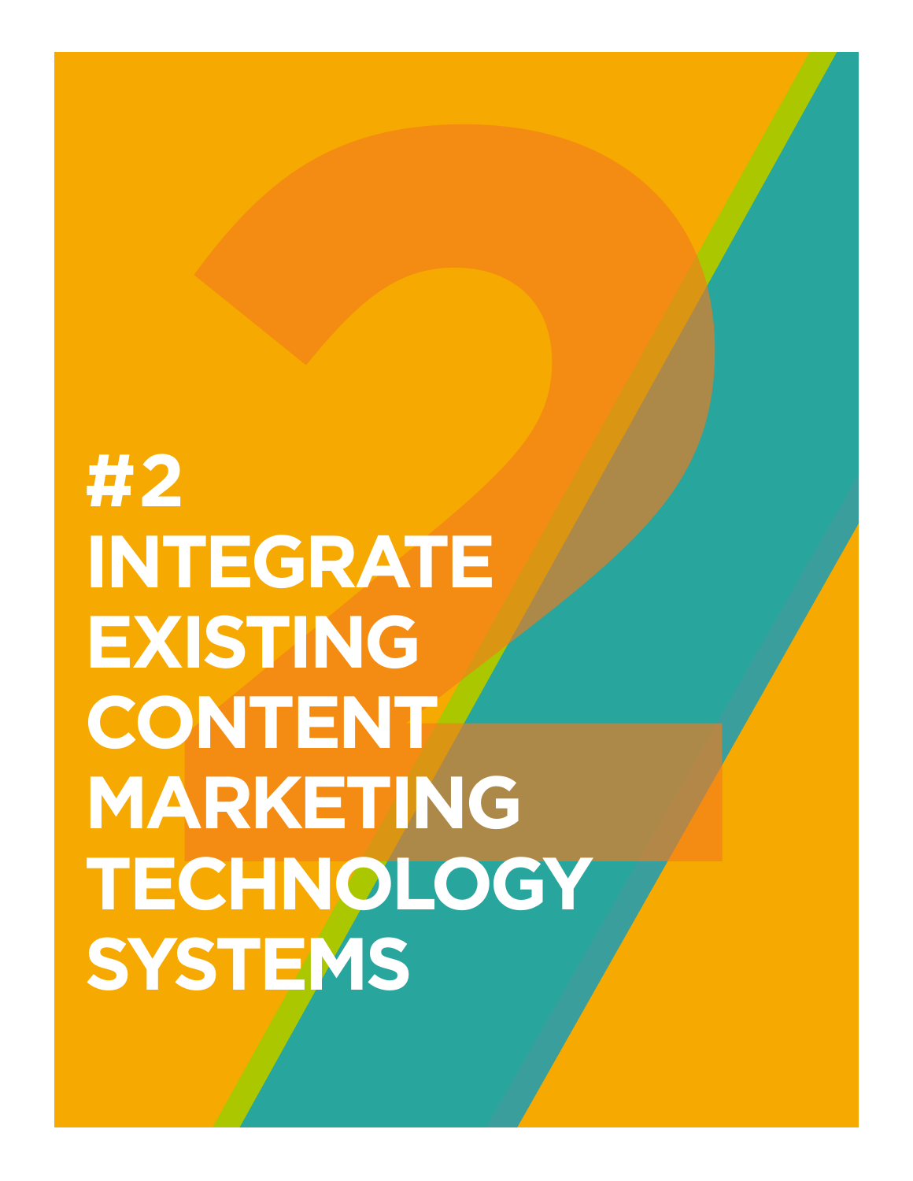# #2 INTEGRATE EXISTING CONTENT MARKETING TECHNOLOGY SYSTEMS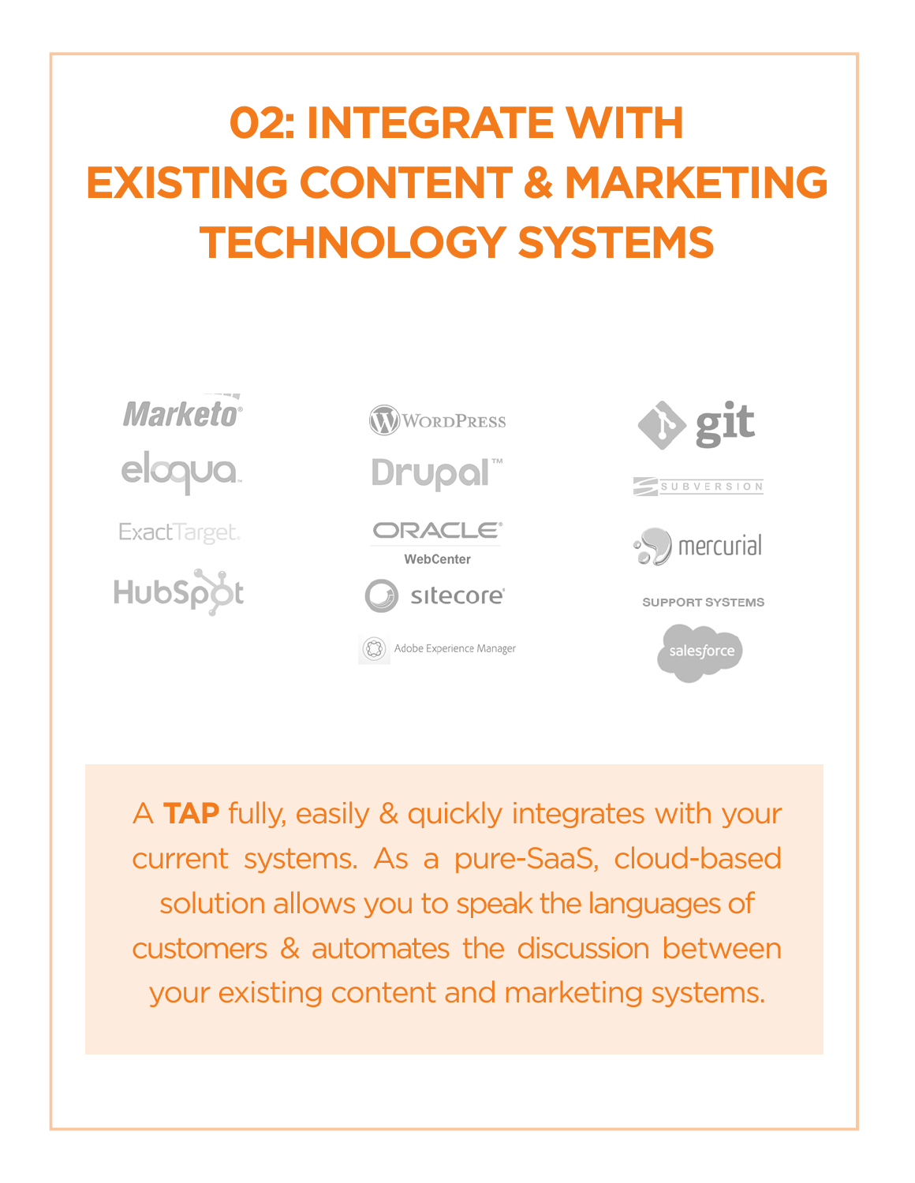# 02: INTEGRATE WITH EXISTING CONTENT & MARKETING TECHNOLOGY SYSTEMS

Marketo
eloqua
ExactTarget
HubSpot

WordPress
Drupal
ORACLE WebCenter
sitecore
Adobe Experience Manager

git
SUBVERSION
mercurial

SUPPORT SYSTEMS

salesforce

A **TAP** fully, easily & quickly integrates with your current systems. As a pure-SaaS, cloud-based solution allows you to speak the languages of customers & automates the discussion between your existing content and marketing systems.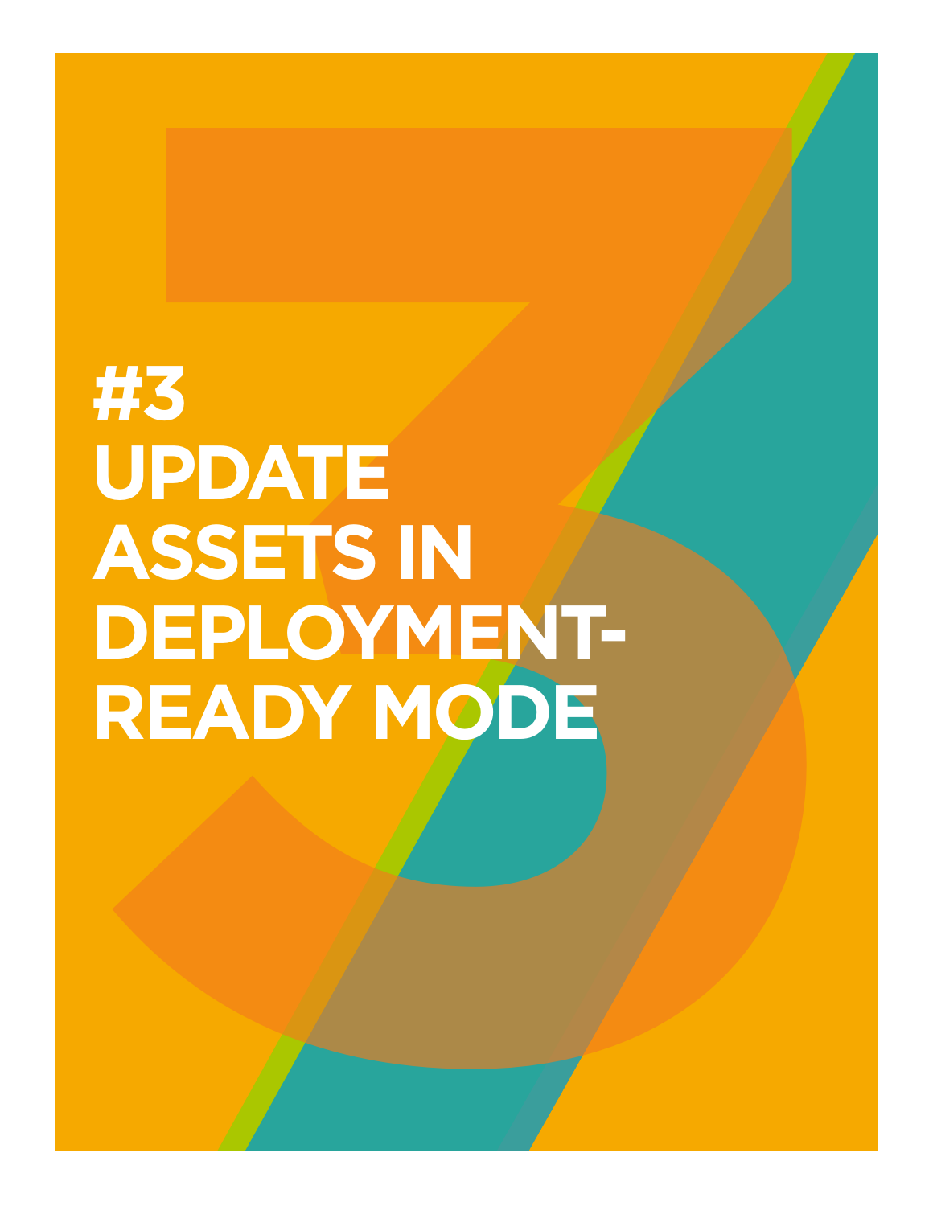# #3 UPDATE ASSETS IN DEPLOYMENT-READY MODE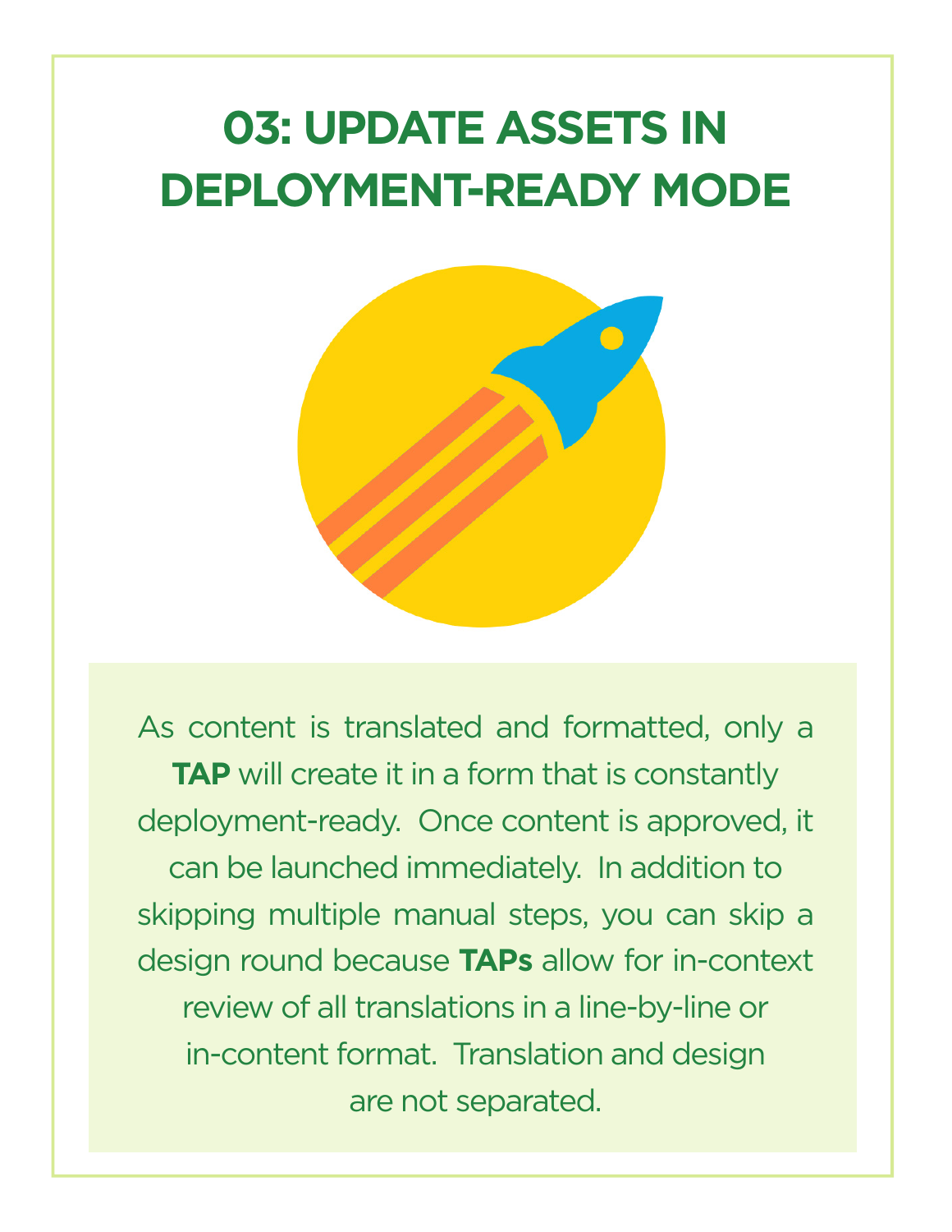# 03: UPDATE ASSETS IN DEPLOYMENT-READY MODE

As content is translated and formatted, only a **TAP** will create it in a form that is constantly deployment-ready. Once content is approved, it can be launched immediately. In addition to skipping multiple manual steps, you can skip a design round because **TAPs** allow for in-context review of all translations in a line-by-line or in-content format. Translation and design are not separated.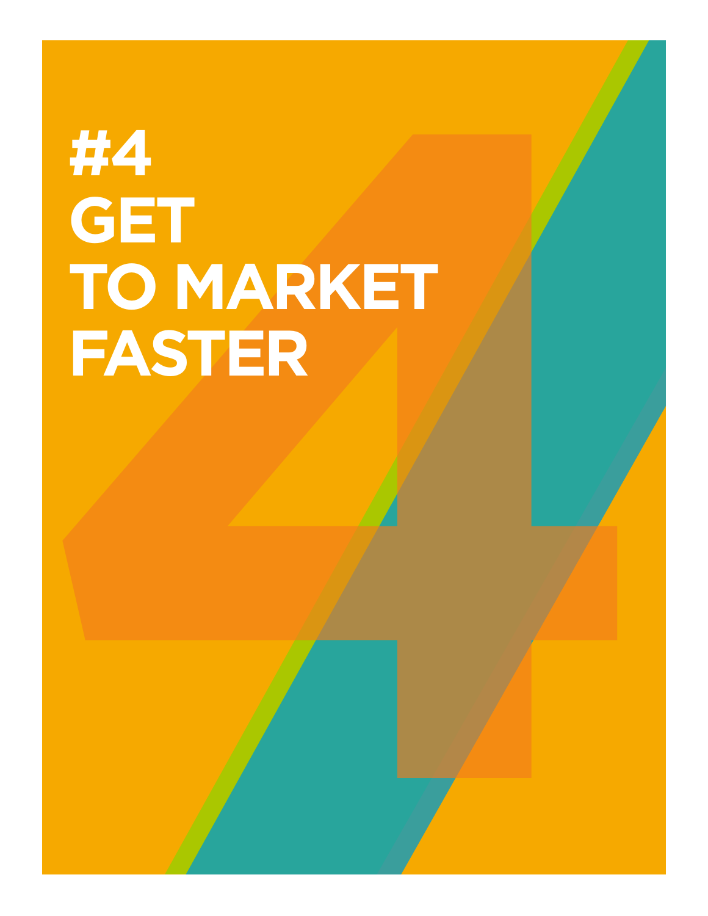# #4 GET TO MARKET FASTER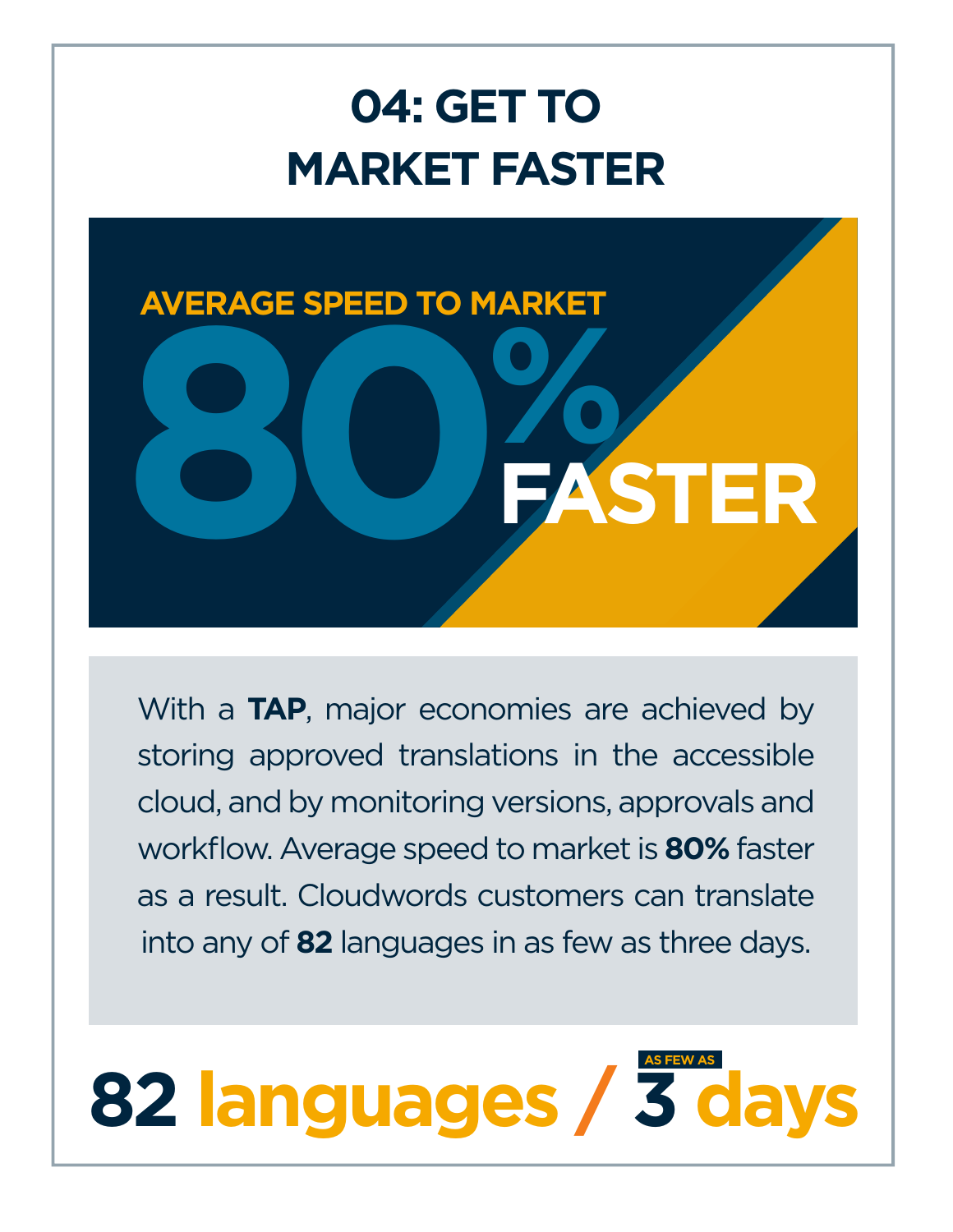# 04: GET TO MARKET FASTER

**AVERAGE SPEED TO MARKET**

**80% FASTER**

With a **TAP**, major economies are achieved by storing approved translations in the accessible cloud, and by monitoring versions, approvals and workflow. Average speed to market is **80%** faster as a result. Cloudwords customers can translate into any of **82** languages in as few as three days.

**82 languages / AS FEW AS 3 days**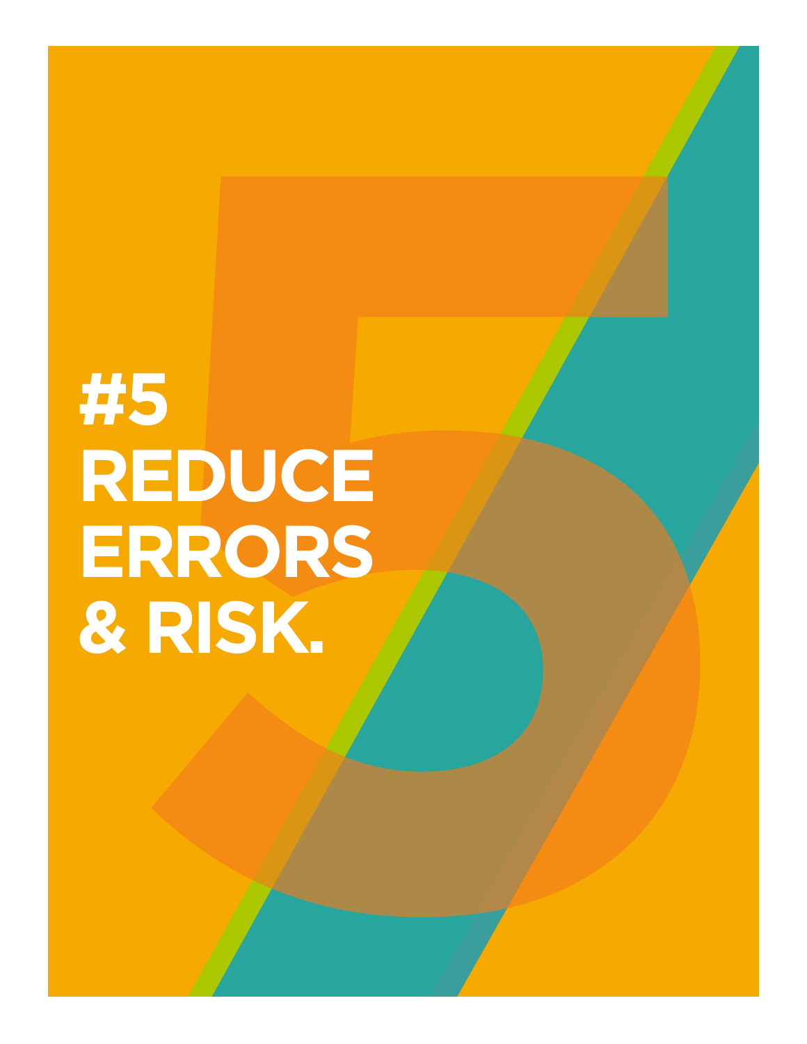# #5 REDUCE ERRORS & RISK.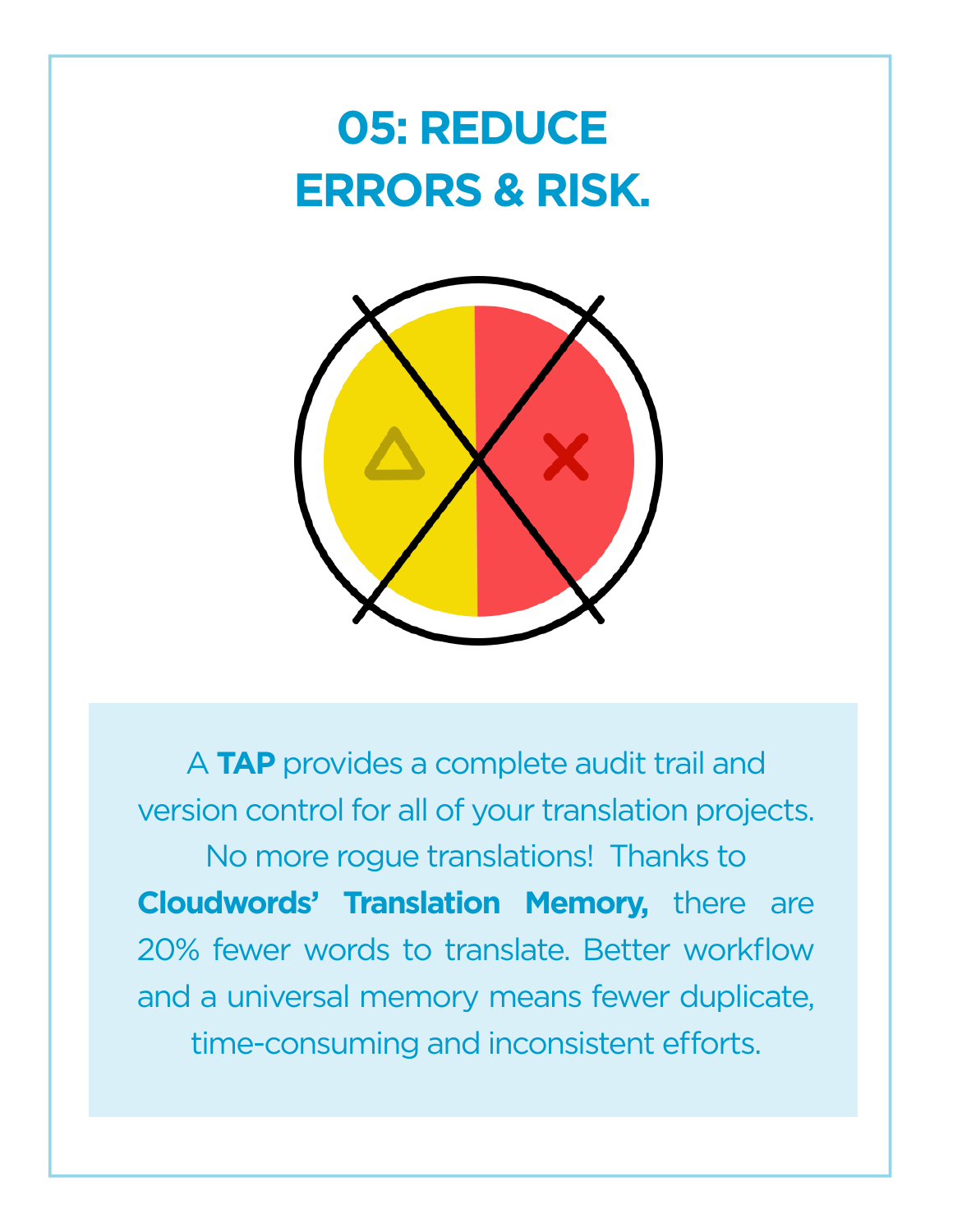# 05: REDUCE ERRORS & RISK.

A **TAP** provides a complete audit trail and version control for all of your translation projects. No more rogue translations! Thanks to **Cloudwords' Translation Memory,** there are 20% fewer words to translate. Better workflow and a universal memory means fewer duplicate, time-consuming and inconsistent efforts.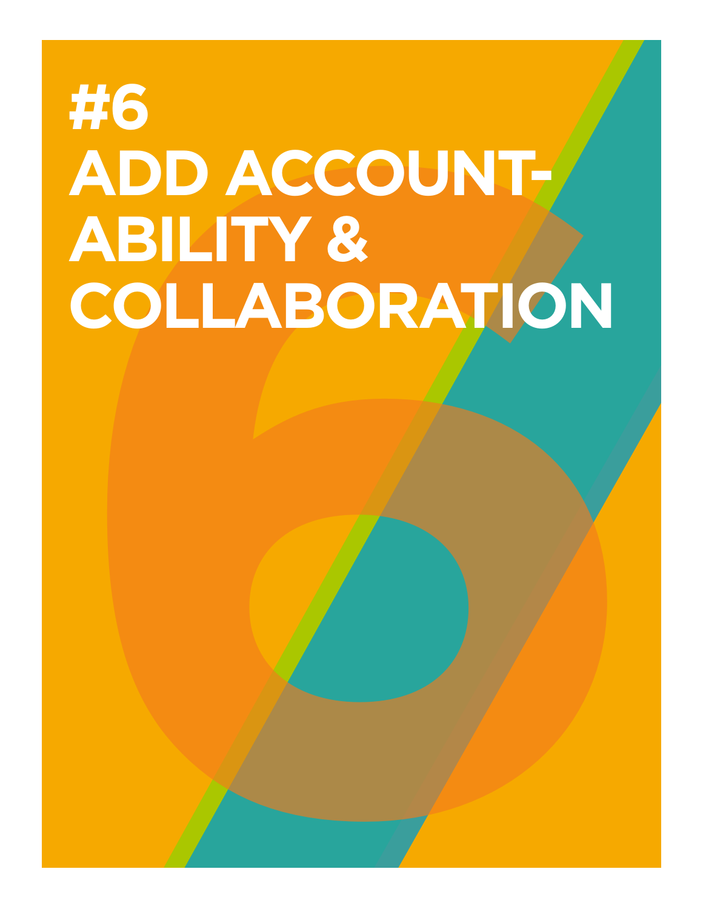# #6 ADD ACCOUNT-ABILITY & COLLABORATION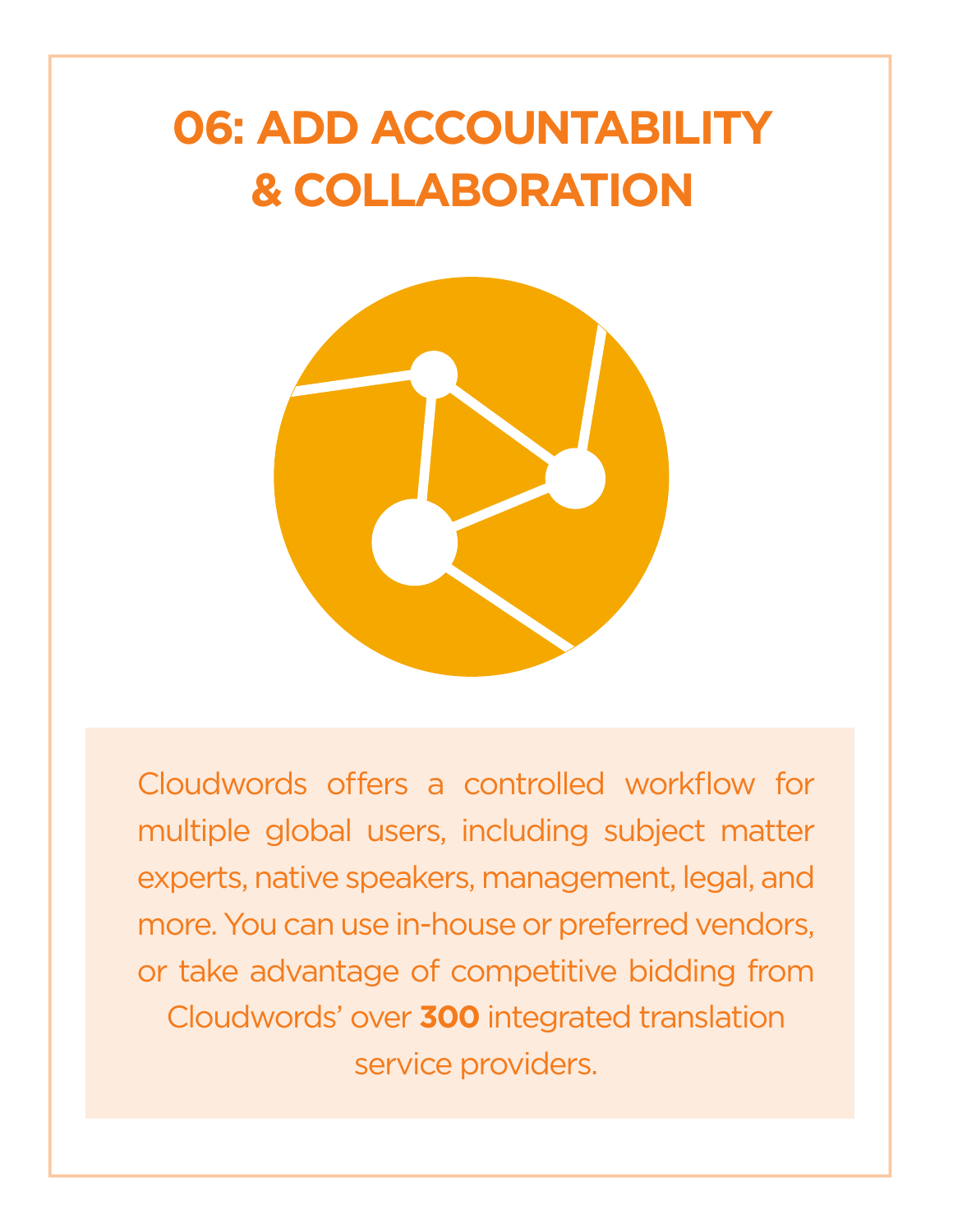# 06: ADD ACCOUNTABILITY & COLLABORATION

Cloudwords offers a controlled workflow for multiple global users, including subject matter experts, native speakers, management, legal, and more. You can use in-house or preferred vendors, or take advantage of competitive bidding from Cloudwords' over **300** integrated translation service providers.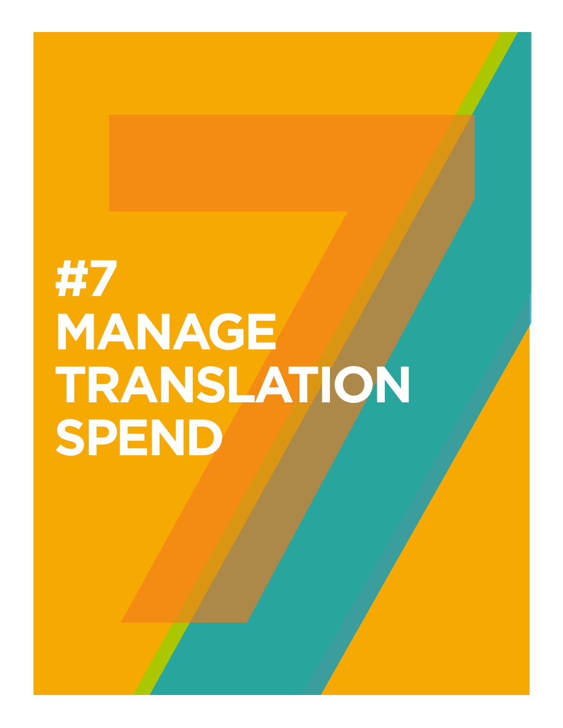# #7 MANAGE TRANSLATION SPEND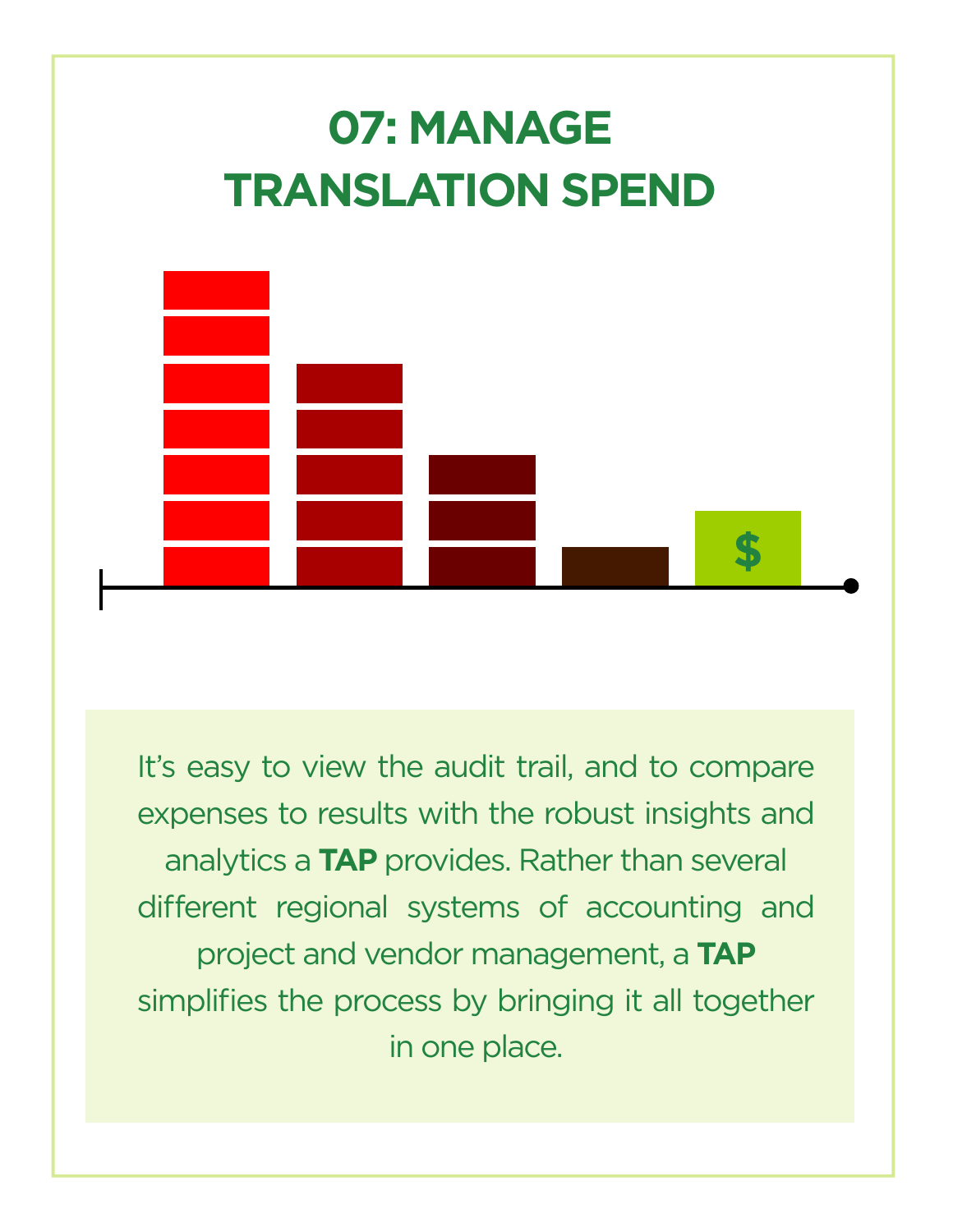# 07: MANAGE TRANSLATION SPEND

It's easy to view the audit trail, and to compare expenses to results with the robust insights and analytics a **TAP** provides. Rather than several different regional systems of accounting and project and vendor management, a **TAP** simplifies the process by bringing it all together in one place.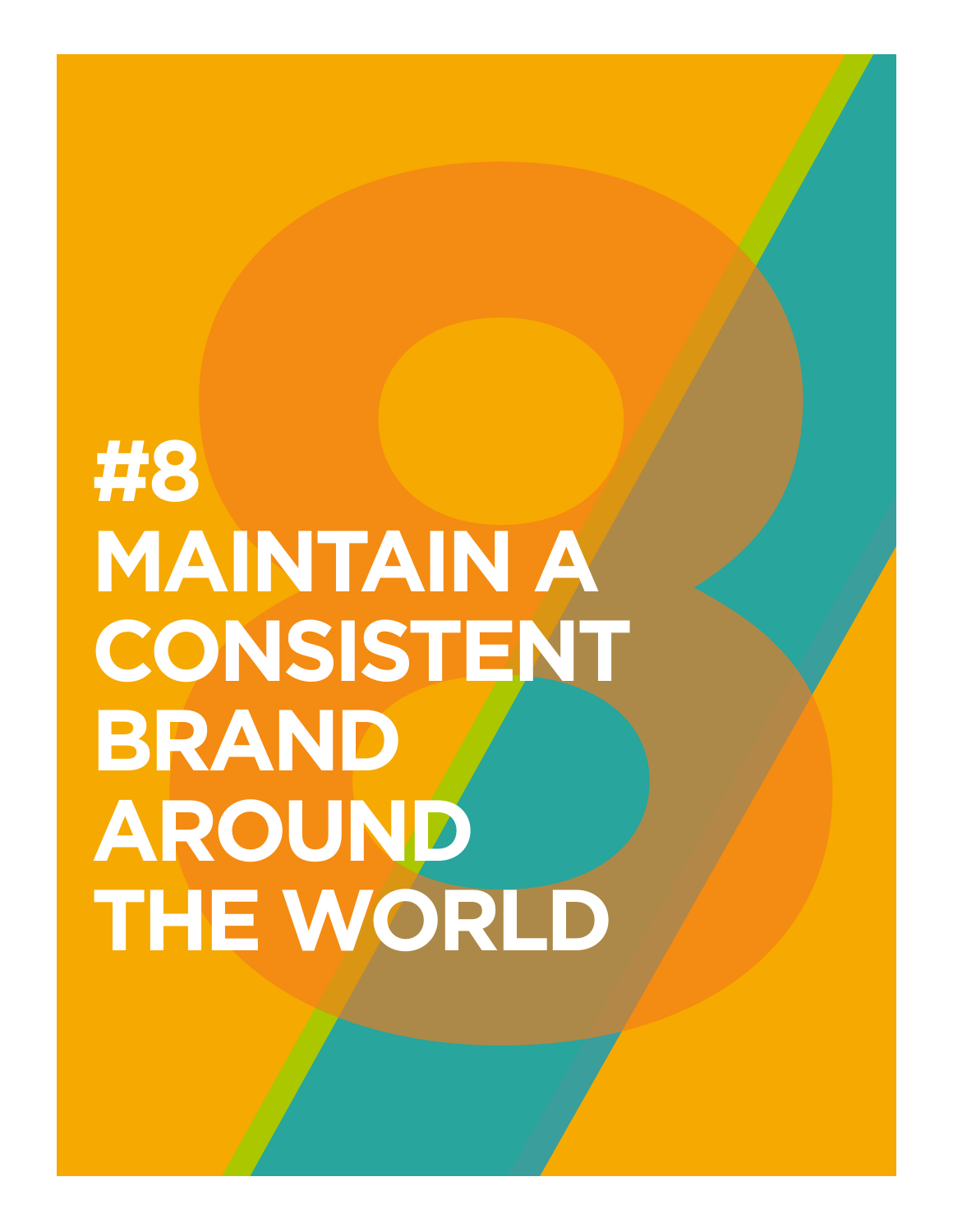# #8 MAINTAIN A CONSISTENT BRAND AROUND THE WORLD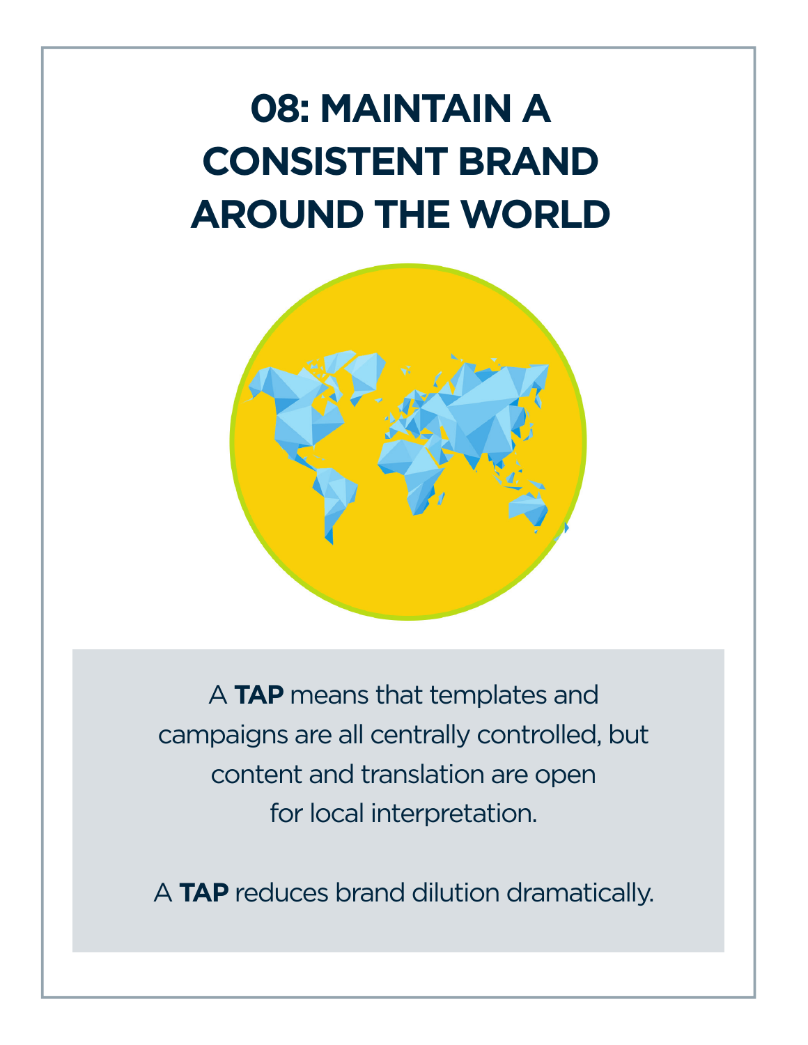# 08: MAINTAIN A CONSISTENT BRAND AROUND THE WORLD

A **TAP** means that templates and campaigns are all centrally controlled, but content and translation are open for local interpretation.

A **TAP** reduces brand dilution dramatically.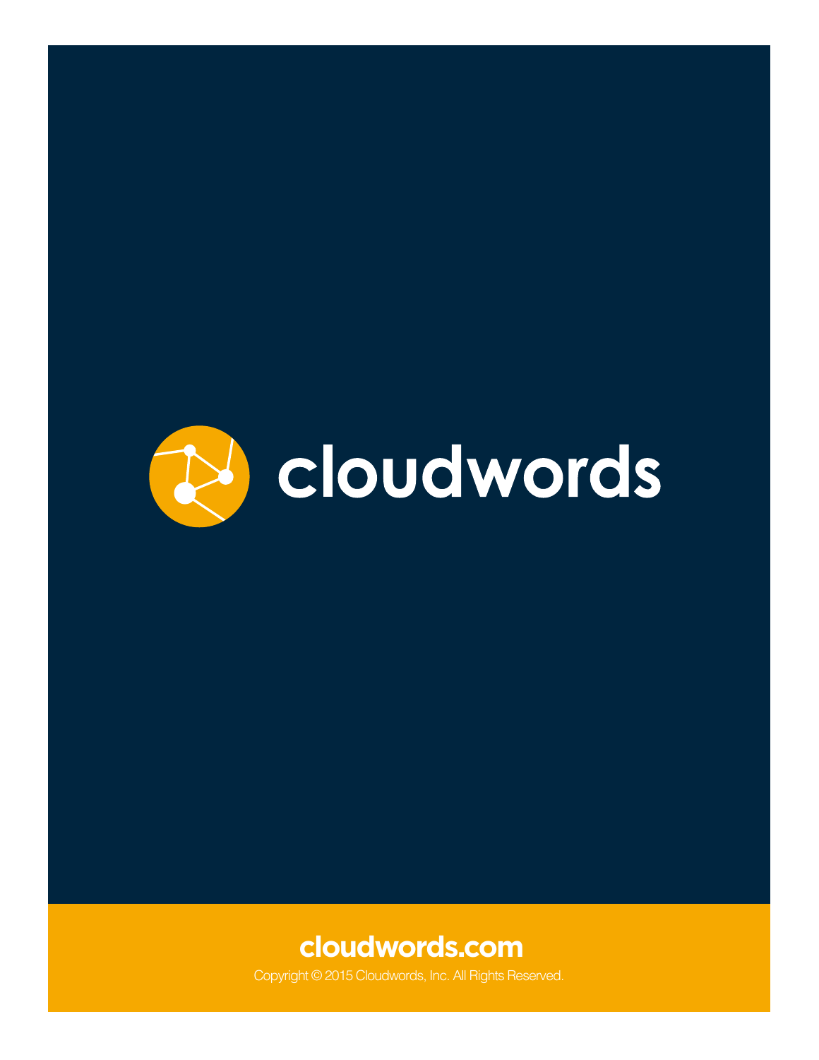cloudwords

**cloudwords.com**

Copyright © 2015 Cloudwords, Inc. All Rights Reserved.